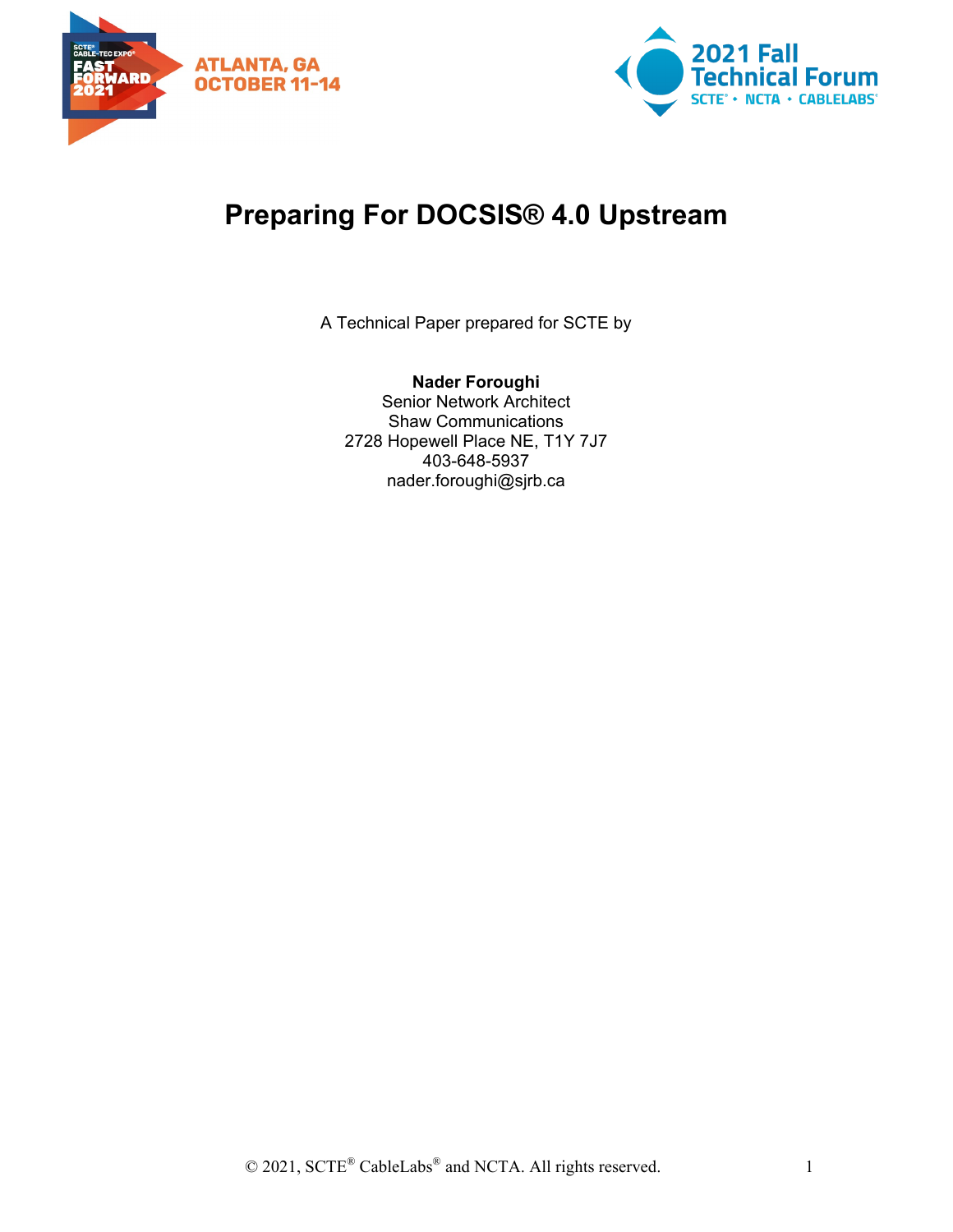# Preparing For DOCSIS® 4.0 Upstream

A Technical Paper prepared for SCTE by

**Nader Foroughi**
Senior Network Architect
Shaw Communications
2728 Hopewell Place NE, T1Y 7J7
403-648-5937
nader.foroughi@sjrb.ca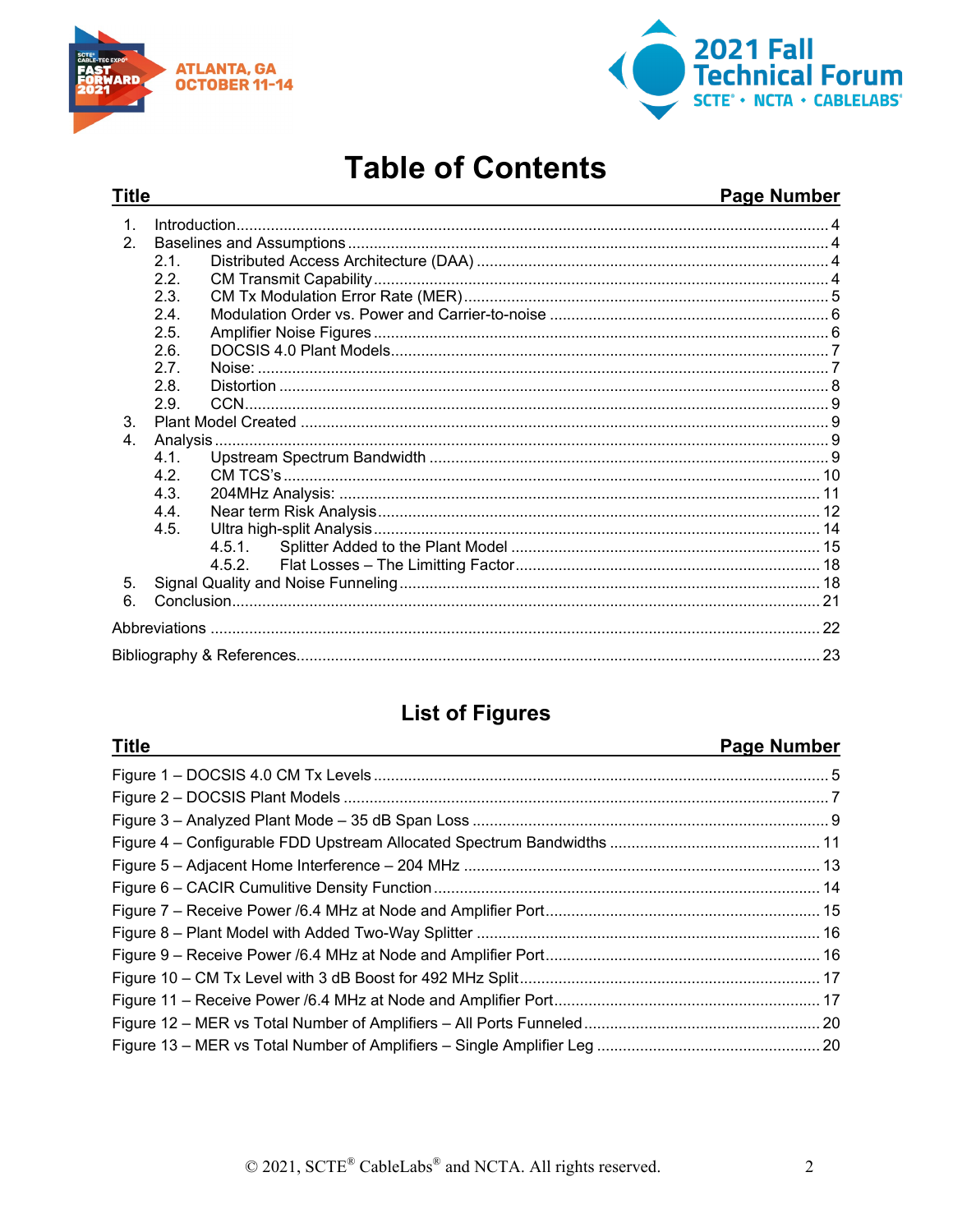# Table of Contents

| Title | Page Number |
|---|---|
| 1. Introduction | 4 |
| 2. Baselines and Assumptions | 4 |
| 2.1. Distributed Access Architecture (DAA) | 4 |
| 2.2. CM Transmit Capability | 4 |
| 2.3. CM Tx Modulation Error Rate (MER) | 5 |
| 2.4. Modulation Order vs. Power and Carrier-to-noise | 6 |
| 2.5. Amplifier Noise Figures | 6 |
| 2.6. DOCSIS 4.0 Plant Models | 7 |
| 2.7. Noise: | 7 |
| 2.8. Distortion | 8 |
| 2.9. CCN | 9 |
| 3. Plant Model Created | 9 |
| 4. Analysis | 9 |
| 4.1. Upstream Spectrum Bandwidth | 9 |
| 4.2. CM TCS's | 10 |
| 4.3. 204MHz Analysis: | 11 |
| 4.4. Near term Risk Analysis | 12 |
| 4.5. Ultra high-split Analysis | 14 |
| 4.5.1. Splitter Added to the Plant Model | 15 |
| 4.5.2. Flat Losses – The Limitting Factor | 18 |
| 5. Signal Quality and Noise Funneling | 18 |
| 6. Conclusion | 21 |
| Abbreviations | 22 |
| Bibliography & References | 23 |

# List of Figures

| Title | Page Number |
|---|---|
| Figure 1 – DOCSIS 4.0 CM Tx Levels | 5 |
| Figure 2 – DOCSIS Plant Models | 7 |
| Figure 3 – Analyzed Plant Mode – 35 dB Span Loss | 9 |
| Figure 4 – Configurable FDD Upstream Allocated Spectrum Bandwidths | 11 |
| Figure 5 – Adjacent Home Interference – 204 MHz | 13 |
| Figure 6 – CACIR Cumulitive Density Function | 14 |
| Figure 7 – Receive Power /6.4 MHz at Node and Amplifier Port | 15 |
| Figure 8 – Plant Model with Added Two-Way Splitter | 16 |
| Figure 9 – Receive Power /6.4 MHz at Node and Amplifier Port | 16 |
| Figure 10 – CM Tx Level with 3 dB Boost for 492 MHz Split | 17 |
| Figure 11 – Receive Power /6.4 MHz at Node and Amplifier Port | 17 |
| Figure 12 – MER vs Total Number of Amplifiers – All Ports Funneled | 20 |
| Figure 13 – MER vs Total Number of Amplifiers – Single Amplifier Leg | 20 |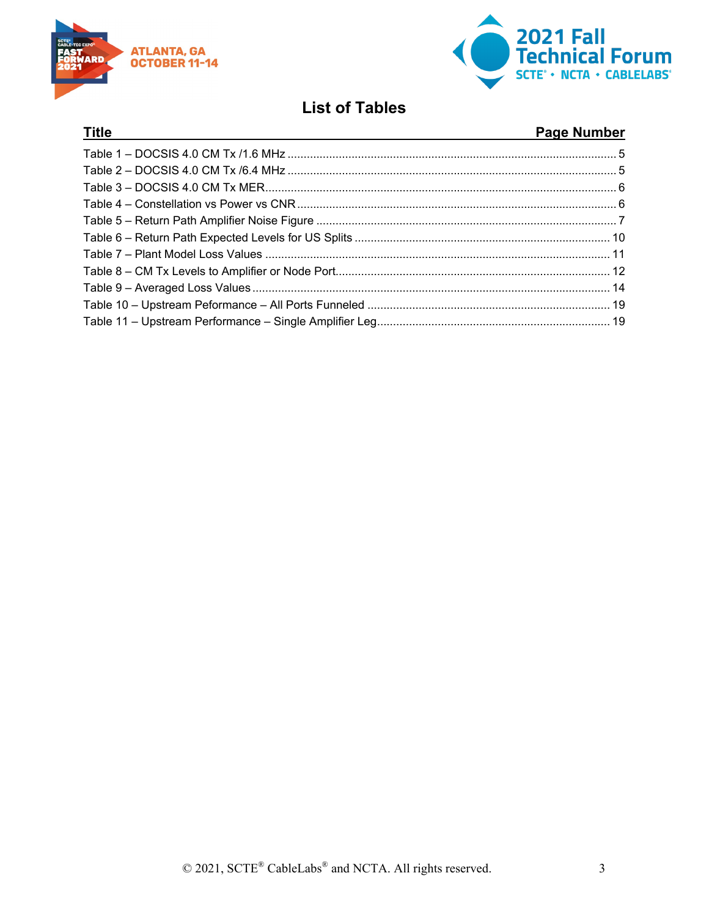# List of Tables

| Title | Page Number |
|---|---|
| Table 1 – DOCSIS 4.0 CM Tx /1.6 MHz | 5 |
| Table 2 – DOCSIS 4.0 CM Tx /6.4 MHz | 5 |
| Table 3 – DOCSIS 4.0 CM Tx MER | 6 |
| Table 4 – Constellation vs Power vs CNR | 6 |
| Table 5 – Return Path Amplifier Noise Figure | 7 |
| Table 6 – Return Path Expected Levels for US Splits | 10 |
| Table 7 – Plant Model Loss Values | 11 |
| Table 8 – CM Tx Levels to Amplifier or Node Port | 12 |
| Table 9 – Averaged Loss Values | 14 |
| Table 10 – Upstream Peformance – All Ports Funneled | 19 |
| Table 11 – Upstream Performance – Single Amplifier Leg | 19 |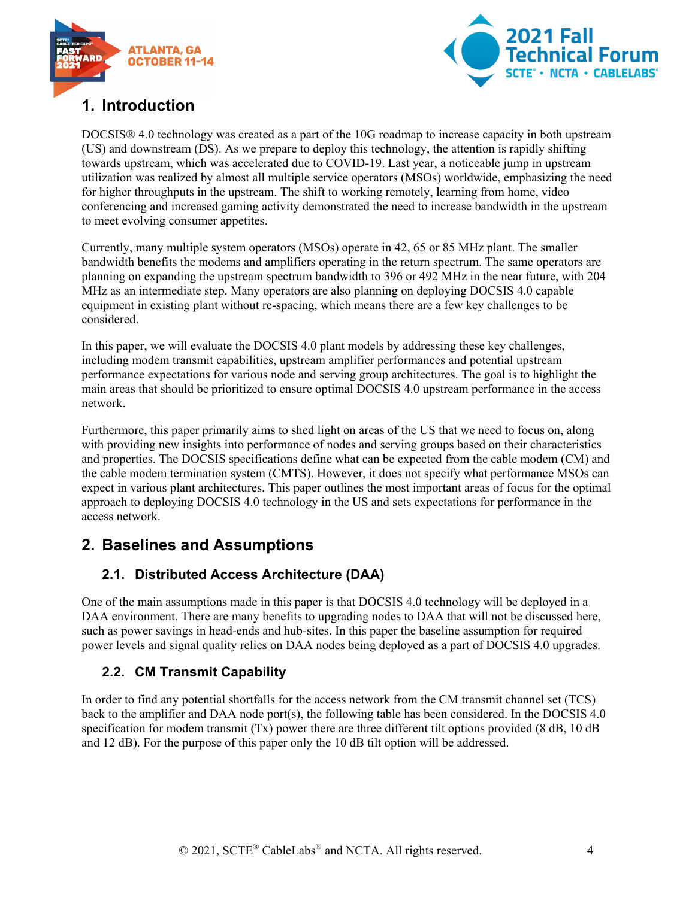# 1. Introduction

DOCSIS® 4.0 technology was created as a part of the 10G roadmap to increase capacity in both upstream (US) and downstream (DS). As we prepare to deploy this technology, the attention is rapidly shifting towards upstream, which was accelerated due to COVID-19. Last year, a noticeable jump in upstream utilization was realized by almost all multiple service operators (MSOs) worldwide, emphasizing the need for higher throughputs in the upstream. The shift to working remotely, learning from home, video conferencing and increased gaming activity demonstrated the need to increase bandwidth in the upstream to meet evolving consumer appetites.

Currently, many multiple system operators (MSOs) operate in 42, 65 or 85 MHz plant. The smaller bandwidth benefits the modems and amplifiers operating in the return spectrum. The same operators are planning on expanding the upstream spectrum bandwidth to 396 or 492 MHz in the near future, with 204 MHz as an intermediate step. Many operators are also planning on deploying DOCSIS 4.0 capable equipment in existing plant without re-spacing, which means there are a few key challenges to be considered.

In this paper, we will evaluate the DOCSIS 4.0 plant models by addressing these key challenges, including modem transmit capabilities, upstream amplifier performances and potential upstream performance expectations for various node and serving group architectures. The goal is to highlight the main areas that should be prioritized to ensure optimal DOCSIS 4.0 upstream performance in the access network.

Furthermore, this paper primarily aims to shed light on areas of the US that we need to focus on, along with providing new insights into performance of nodes and serving groups based on their characteristics and properties. The DOCSIS specifications define what can be expected from the cable modem (CM) and the cable modem termination system (CMTS). However, it does not specify what performance MSOs can expect in various plant architectures. This paper outlines the most important areas of focus for the optimal approach to deploying DOCSIS 4.0 technology in the US and sets expectations for performance in the access network.

# 2. Baselines and Assumptions

## 2.1. Distributed Access Architecture (DAA)

One of the main assumptions made in this paper is that DOCSIS 4.0 technology will be deployed in a DAA environment. There are many benefits to upgrading nodes to DAA that will not be discussed here, such as power savings in head-ends and hub-sites. In this paper the baseline assumption for required power levels and signal quality relies on DAA nodes being deployed as a part of DOCSIS 4.0 upgrades.

## 2.2. CM Transmit Capability

In order to find any potential shortfalls for the access network from the CM transmit channel set (TCS) back to the amplifier and DAA node port(s), the following table has been considered. In the DOCSIS 4.0 specification for modem transmit (Tx) power there are three different tilt options provided (8 dB, 10 dB and 12 dB). For the purpose of this paper only the 10 dB tilt option will be addressed.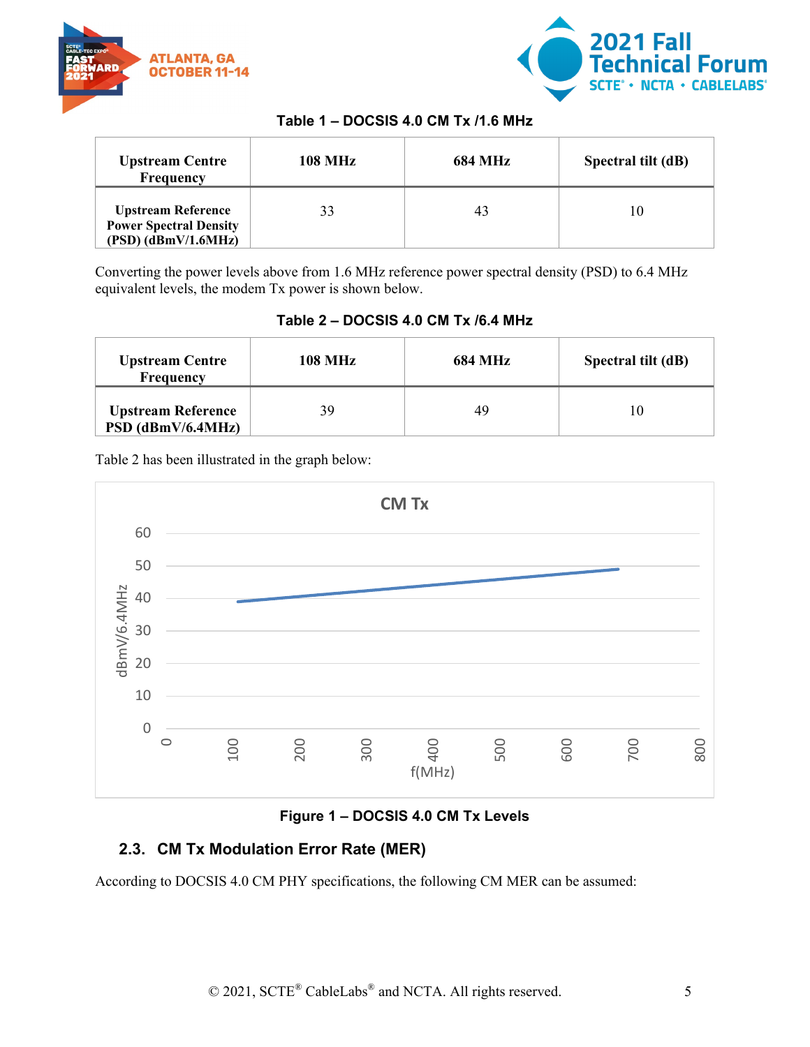**Table 1 – DOCSIS 4.0 CM Tx /1.6 MHz**

| Upstream Centre Frequency | 108 MHz | 684 MHz | Spectral tilt (dB) |
|---|---|---|---|
| Upstream Reference Power Spectral Density (PSD) (dBmV/1.6MHz) | 33 | 43 | 10 |

Converting the power levels above from 1.6 MHz reference power spectral density (PSD) to 6.4 MHz equivalent levels, the modem Tx power is shown below.

**Table 2 – DOCSIS 4.0 CM Tx /6.4 MHz**

| Upstream Centre Frequency | 108 MHz | 684 MHz | Spectral tilt (dB) |
|---|---|---|---|
| Upstream Reference PSD (dBmV/6.4MHz) | 39 | 49 | 10 |

Table 2 has been illustrated in the graph below:

**Figure 1 – DOCSIS 4.0 CM Tx Levels**

## 2.3. CM Tx Modulation Error Rate (MER)

According to DOCSIS 4.0 CM PHY specifications, the following CM MER can be assumed: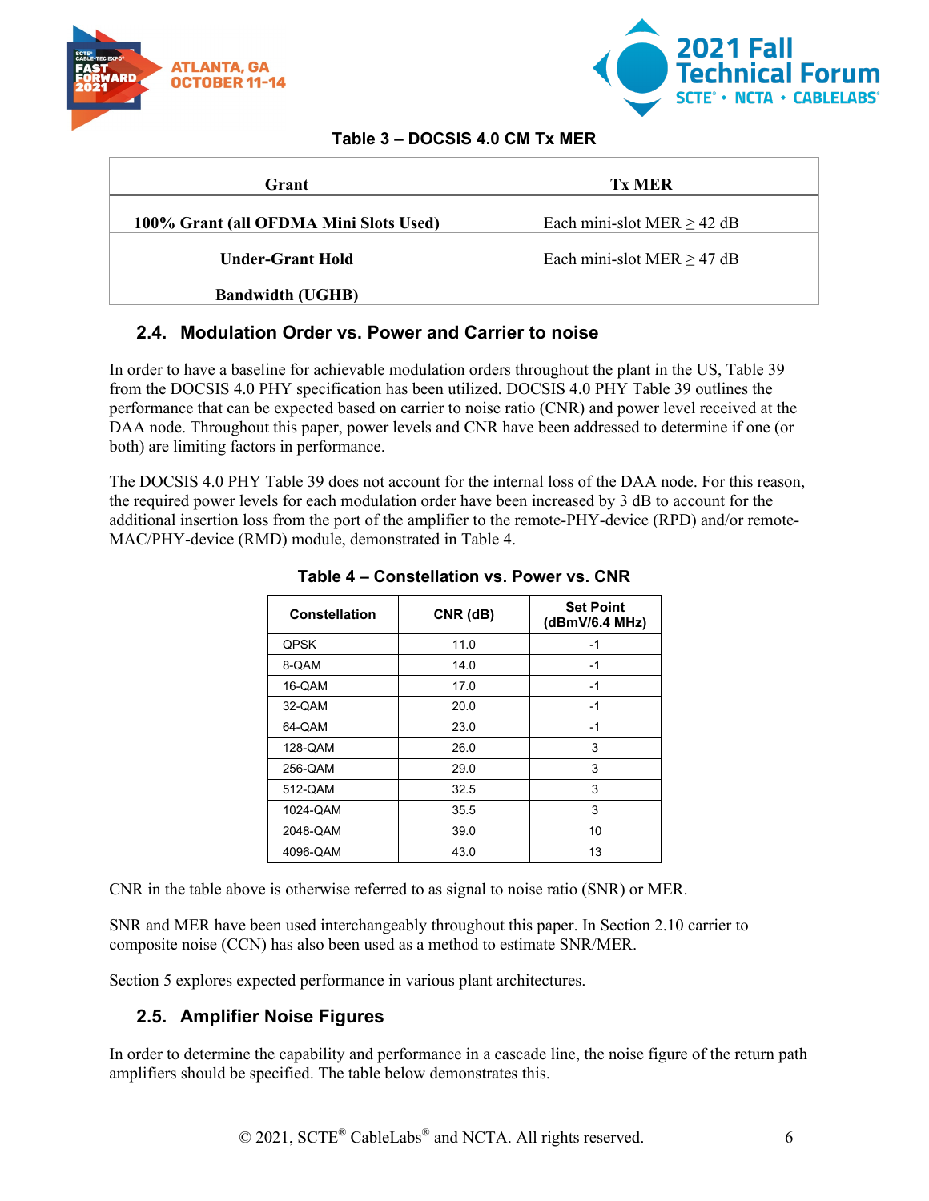**Table 3 – DOCSIS 4.0 CM Tx MER**

| Grant | Tx MER |
|---|---|
| **100% Grant (all OFDMA Mini Slots Used)** | Each mini-slot MER ≥ 42 dB |
| **Under-Grant Hold Bandwidth (UGHB)** | Each mini-slot MER ≥ 47 dB |

## 2.4. Modulation Order vs. Power and Carrier to noise

In order to have a baseline for achievable modulation orders throughout the plant in the US, Table 39 from the DOCSIS 4.0 PHY specification has been utilized. DOCSIS 4.0 PHY Table 39 outlines the performance that can be expected based on carrier to noise ratio (CNR) and power level received at the DAA node. Throughout this paper, power levels and CNR have been addressed to determine if one (or both) are limiting factors in performance.

The DOCSIS 4.0 PHY Table 39 does not account for the internal loss of the DAA node. For this reason, the required power levels for each modulation order have been increased by 3 dB to account for the additional insertion loss from the port of the amplifier to the remote-PHY-device (RPD) and/or remote-MAC/PHY-device (RMD) module, demonstrated in Table 4.

**Table 4 – Constellation vs. Power vs. CNR**

| Constellation | CNR (dB) | Set Point (dBmV/6.4 MHz) |
|---|---|---|
| QPSK | 11.0 | -1 |
| 8-QAM | 14.0 | -1 |
| 16-QAM | 17.0 | -1 |
| 32-QAM | 20.0 | -1 |
| 64-QAM | 23.0 | -1 |
| 128-QAM | 26.0 | 3 |
| 256-QAM | 29.0 | 3 |
| 512-QAM | 32.5 | 3 |
| 1024-QAM | 35.5 | 3 |
| 2048-QAM | 39.0 | 10 |
| 4096-QAM | 43.0 | 13 |

CNR in the table above is otherwise referred to as signal to noise ratio (SNR) or MER.

SNR and MER have been used interchangeably throughout this paper. In Section 2.10 carrier to composite noise (CCN) has also been used as a method to estimate SNR/MER.

Section 5 explores expected performance in various plant architectures.

## 2.5. Amplifier Noise Figures

In order to determine the capability and performance in a cascade line, the noise figure of the return path amplifiers should be specified. The table below demonstrates this.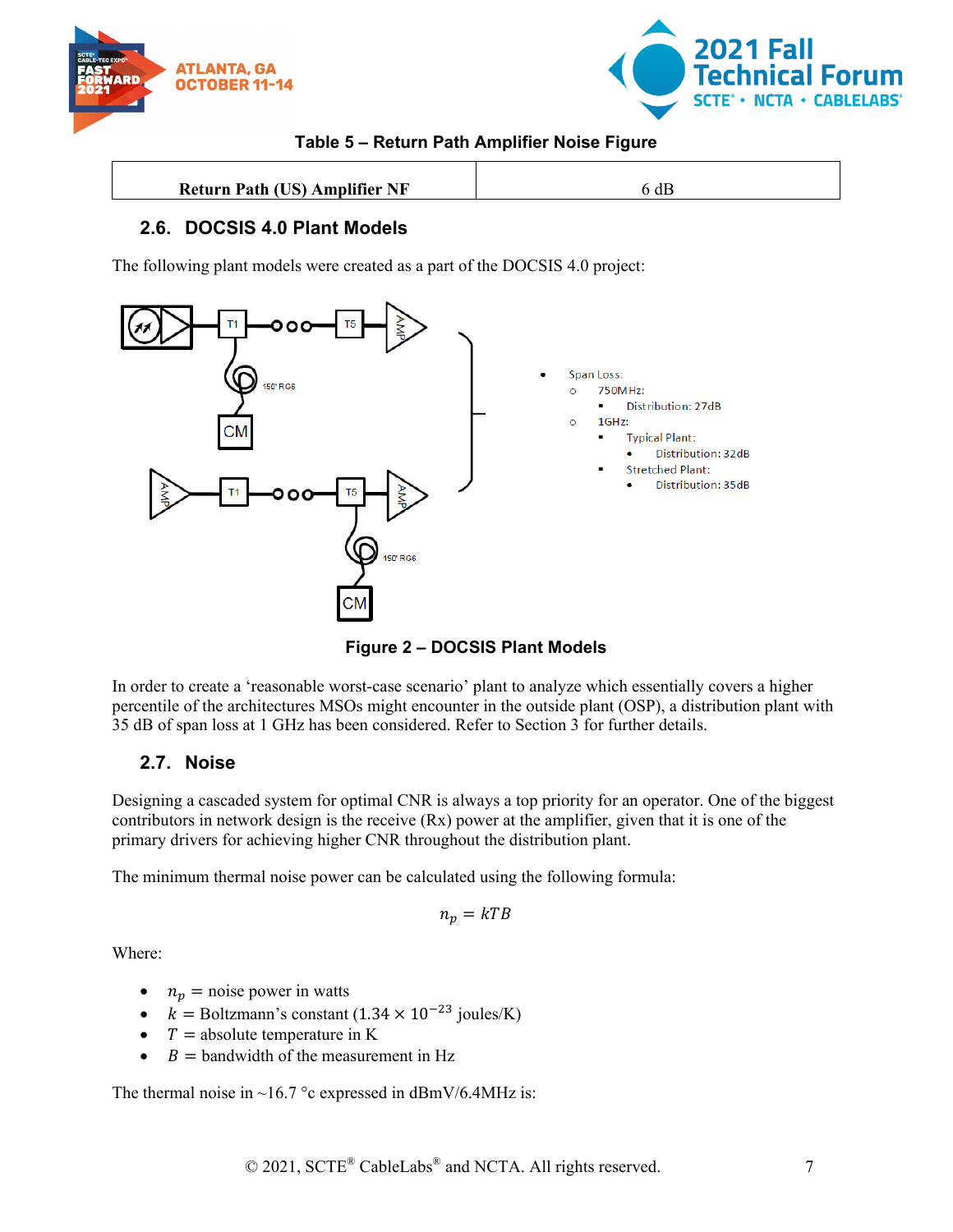Table 5 – Return Path Amplifier Noise Figure

| Return Path (US) Amplifier NF | 6 dB |
|---|---|

## 2.6. DOCSIS 4.0 Plant Models

The following plant models were created as a part of the DOCSIS 4.0 project:

- Span Loss:
  - 750MHz:
    - Distribution: 27dB
  - 1GHz:
    - Typical Plant:
      - Distribution: 32dB
    - Stretched Plant:
      - Distribution: 35dB

Figure 2 – DOCSIS Plant Models

In order to create a 'reasonable worst-case scenario' plant to analyze which essentially covers a higher percentile of the architectures MSOs might encounter in the outside plant (OSP), a distribution plant with 35 dB of span loss at 1 GHz has been considered. Refer to Section 3 for further details.

## 2.7. Noise

Designing a cascaded system for optimal CNR is always a top priority for an operator. One of the biggest contributors in network design is the receive (Rx) power at the amplifier, given that it is one of the primary drivers for achieving higher CNR throughout the distribution plant.

The minimum thermal noise power can be calculated using the following formula:

$$n_p = kTB$$

Where:

- $n_p$ = noise power in watts
- $k$ = Boltzmann's constant ($1.34 \times 10^{-23}$ joules/K)
- $T$ = absolute temperature in K
- $B$ = bandwidth of the measurement in Hz

The thermal noise in ~16.7 °c expressed in dBmV/6.4MHz is: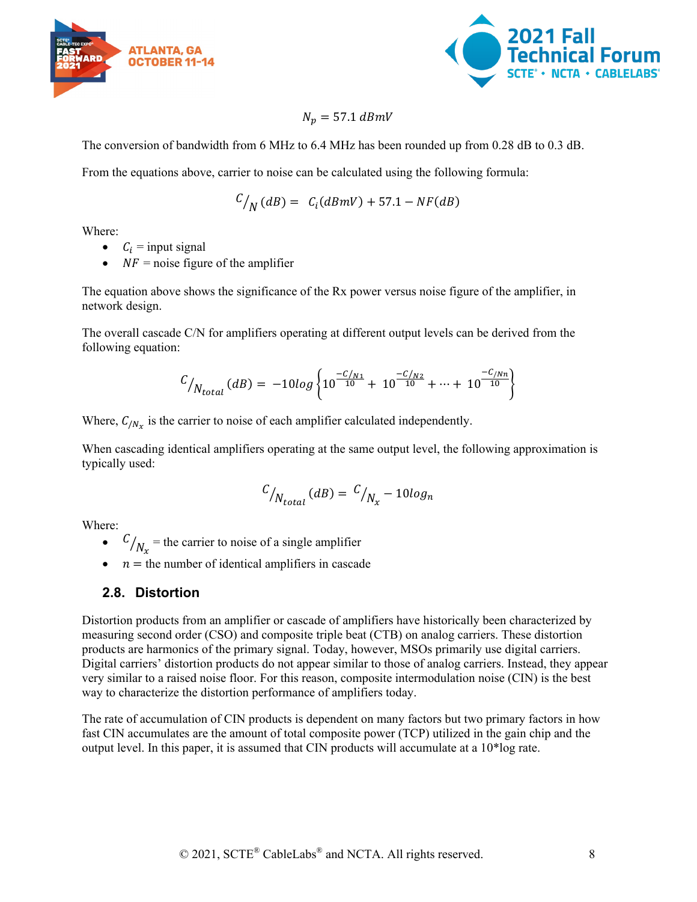$$N_p = 57.1\ dBmV$$

The conversion of bandwidth from 6 MHz to 6.4 MHz has been rounded up from 0.28 dB to 0.3 dB.

From the equations above, carrier to noise can be calculated using the following formula:

$$C/_{N}\,(dB) = \ C_i(dBmV) + 57.1 - NF(dB)$$

Where:

- $C_i$ = input signal
- $NF$ = noise figure of the amplifier

The equation above shows the significance of the Rx power versus noise figure of the amplifier, in network design.

The overall cascade C/N for amplifiers operating at different output levels can be derived from the following equation:

$$C/_{N_{total}}\,(dB) = \ -10log\left\{10^{\frac{-C/_{N1}}{10}} + \ 10^{\frac{-C/_{N2}}{10}} + \cdots + \ 10^{\frac{-C/_{Nn}}{10}}\right\}$$

Where, $C_{/N_x}$ is the carrier to noise of each amplifier calculated independently.

When cascading identical amplifiers operating at the same output level, the following approximation is typically used:

$$C/_{N_{total}}\,(dB) = \ C/_{N_x} - 10log_n$$

Where:

- $C/_{N_x}$ = the carrier to noise of a single amplifier
- $n$ = the number of identical amplifiers in cascade

### 2.8. Distortion

Distortion products from an amplifier or cascade of amplifiers have historically been characterized by measuring second order (CSO) and composite triple beat (CTB) on analog carriers. These distortion products are harmonics of the primary signal. Today, however, MSOs primarily use digital carriers. Digital carriers' distortion products do not appear similar to those of analog carriers. Instead, they appear very similar to a raised noise floor. For this reason, composite intermodulation noise (CIN) is the best way to characterize the distortion performance of amplifiers today.

The rate of accumulation of CIN products is dependent on many factors but two primary factors in how fast CIN accumulates are the amount of total composite power (TCP) utilized in the gain chip and the output level. In this paper, it is assumed that CIN products will accumulate at a 10*log rate.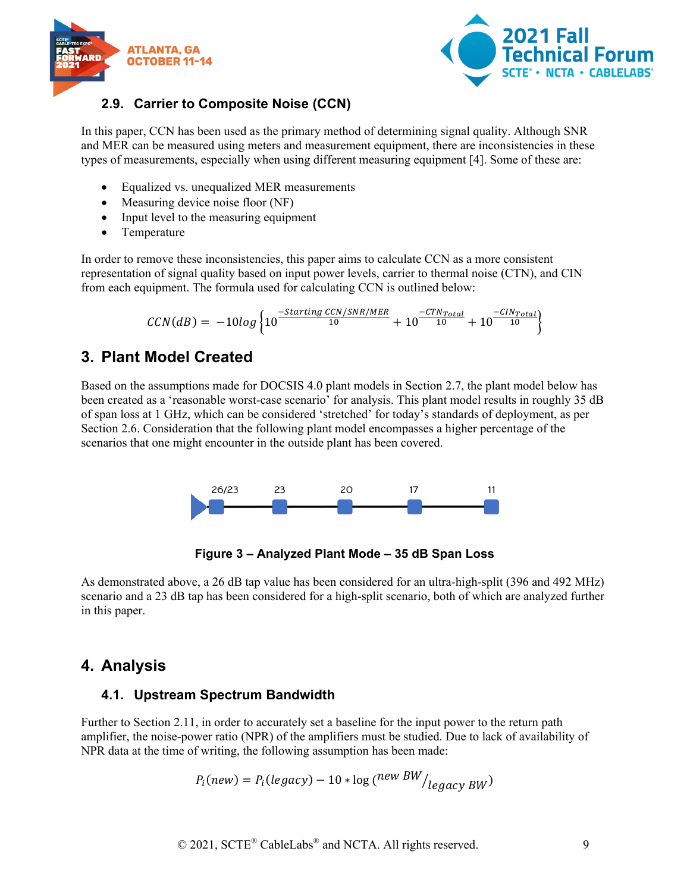### 2.9. Carrier to Composite Noise (CCN)

In this paper, CCN has been used as the primary method of determining signal quality. Although SNR and MER can be measured using meters and measurement equipment, there are inconsistencies in these types of measurements, especially when using different measuring equipment [4]. Some of these are:

- Equalized vs. unequalized MER measurements
- Measuring device noise floor (NF)
- Input level to the measuring equipment
- Temperature

In order to remove these inconsistencies, this paper aims to calculate CCN as a more consistent representation of signal quality based on input power levels, carrier to thermal noise (CTN), and CIN from each equipment. The formula used for calculating CCN is outlined below:

$$CCN(dB) = -10log\left\{10^{\frac{-Starting\ CCN/SNR/MER}{10}} + 10^{\frac{-CTN_{Total}}{10}} + 10^{\frac{-CIN_{Total}}{10}}\right\}$$

## 3. Plant Model Created

Based on the assumptions made for DOCSIS 4.0 plant models in Section 2.7, the plant model below has been created as a 'reasonable worst-case scenario' for analysis. This plant model results in roughly 35 dB of span loss at 1 GHz, which can be considered 'stretched' for today's standards of deployment, as per Section 2.6. Consideration that the following plant model encompasses a higher percentage of the scenarios that one might encounter in the outside plant has been covered.

26/23 23 20 17 11

**Figure 3 – Analyzed Plant Mode – 35 dB Span Loss**

As demonstrated above, a 26 dB tap value has been considered for an ultra-high-split (396 and 492 MHz) scenario and a 23 dB tap has been considered for a high-split scenario, both of which are analyzed further in this paper.

## 4. Analysis

### 4.1. Upstream Spectrum Bandwidth

Further to Section 2.11, in order to accurately set a baseline for the input power to the return path amplifier, the noise-power ratio (NPR) of the amplifiers must be studied. Due to lack of availability of NPR data at the time of writing, the following assumption has been made:

$$P_i(new) = P_i(legacy) - 10 * \log\left({}^{new\ BW}/_{legacy\ BW}\right)$$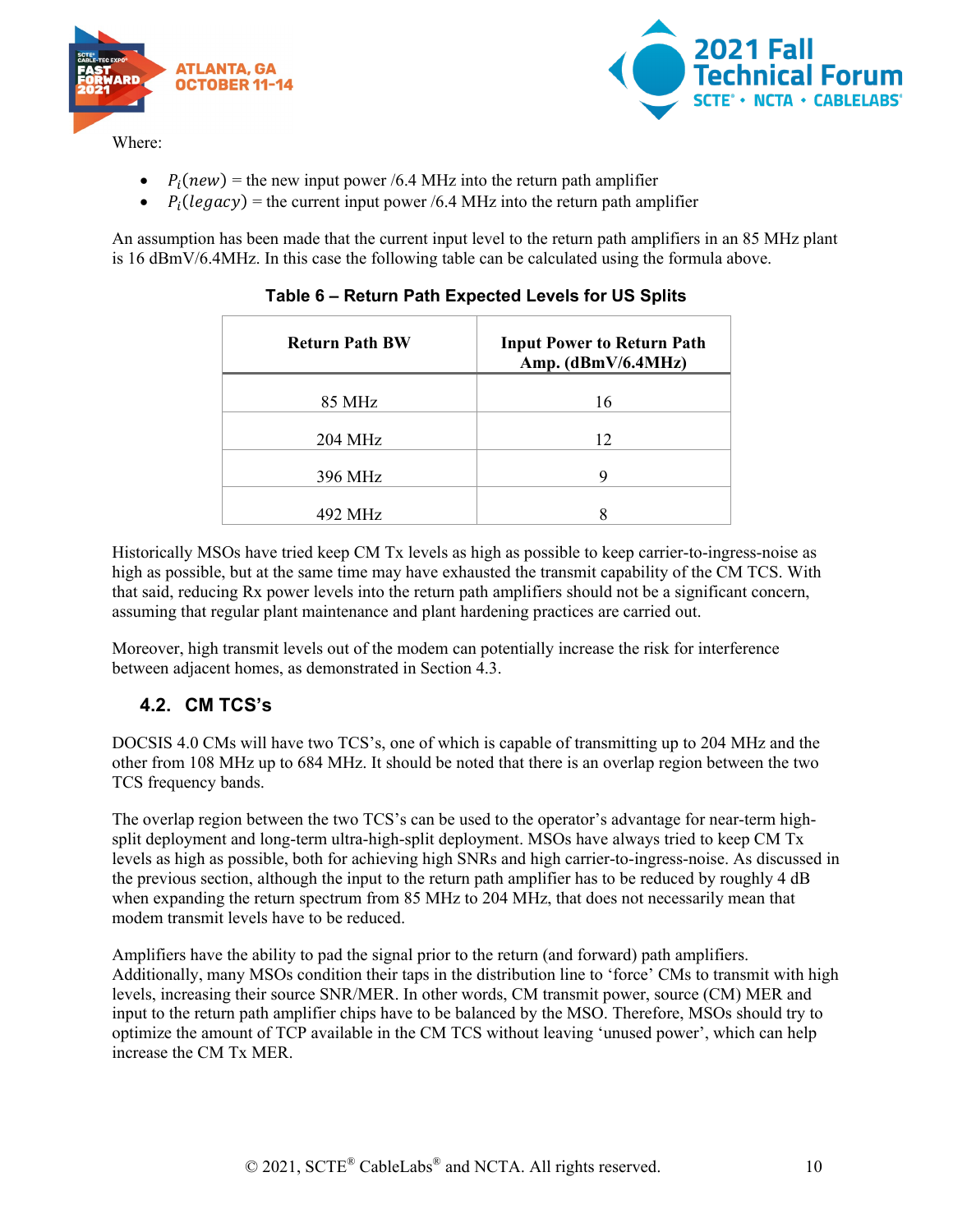Where:

- $P_i(new)$ = the new input power /6.4 MHz into the return path amplifier
- $P_i(legacy)$ = the current input power /6.4 MHz into the return path amplifier

An assumption has been made that the current input level to the return path amplifiers in an 85 MHz plant is 16 dBmV/6.4MHz. In this case the following table can be calculated using the formula above.

**Table 6 – Return Path Expected Levels for US Splits**

| Return Path BW | Input Power to Return Path Amp. (dBmV/6.4MHz) |
|---|---|
| 85 MHz | 16 |
| 204 MHz | 12 |
| 396 MHz | 9 |
| 492 MHz | 8 |

Historically MSOs have tried keep CM Tx levels as high as possible to keep carrier-to-ingress-noise as high as possible, but at the same time may have exhausted the transmit capability of the CM TCS. With that said, reducing Rx power levels into the return path amplifiers should not be a significant concern, assuming that regular plant maintenance and plant hardening practices are carried out.

Moreover, high transmit levels out of the modem can potentially increase the risk for interference between adjacent homes, as demonstrated in Section 4.3.

## 4.2. CM TCS's

DOCSIS 4.0 CMs will have two TCS's, one of which is capable of transmitting up to 204 MHz and the other from 108 MHz up to 684 MHz. It should be noted that there is an overlap region between the two TCS frequency bands.

The overlap region between the two TCS's can be used to the operator's advantage for near-term high-split deployment and long-term ultra-high-split deployment. MSOs have always tried to keep CM Tx levels as high as possible, both for achieving high SNRs and high carrier-to-ingress-noise. As discussed in the previous section, although the input to the return path amplifier has to be reduced by roughly 4 dB when expanding the return spectrum from 85 MHz to 204 MHz, that does not necessarily mean that modem transmit levels have to be reduced.

Amplifiers have the ability to pad the signal prior to the return (and forward) path amplifiers. Additionally, many MSOs condition their taps in the distribution line to 'force' CMs to transmit with high levels, increasing their source SNR/MER. In other words, CM transmit power, source (CM) MER and input to the return path amplifier chips have to be balanced by the MSO. Therefore, MSOs should try to optimize the amount of TCP available in the CM TCS without leaving 'unused power', which can help increase the CM Tx MER.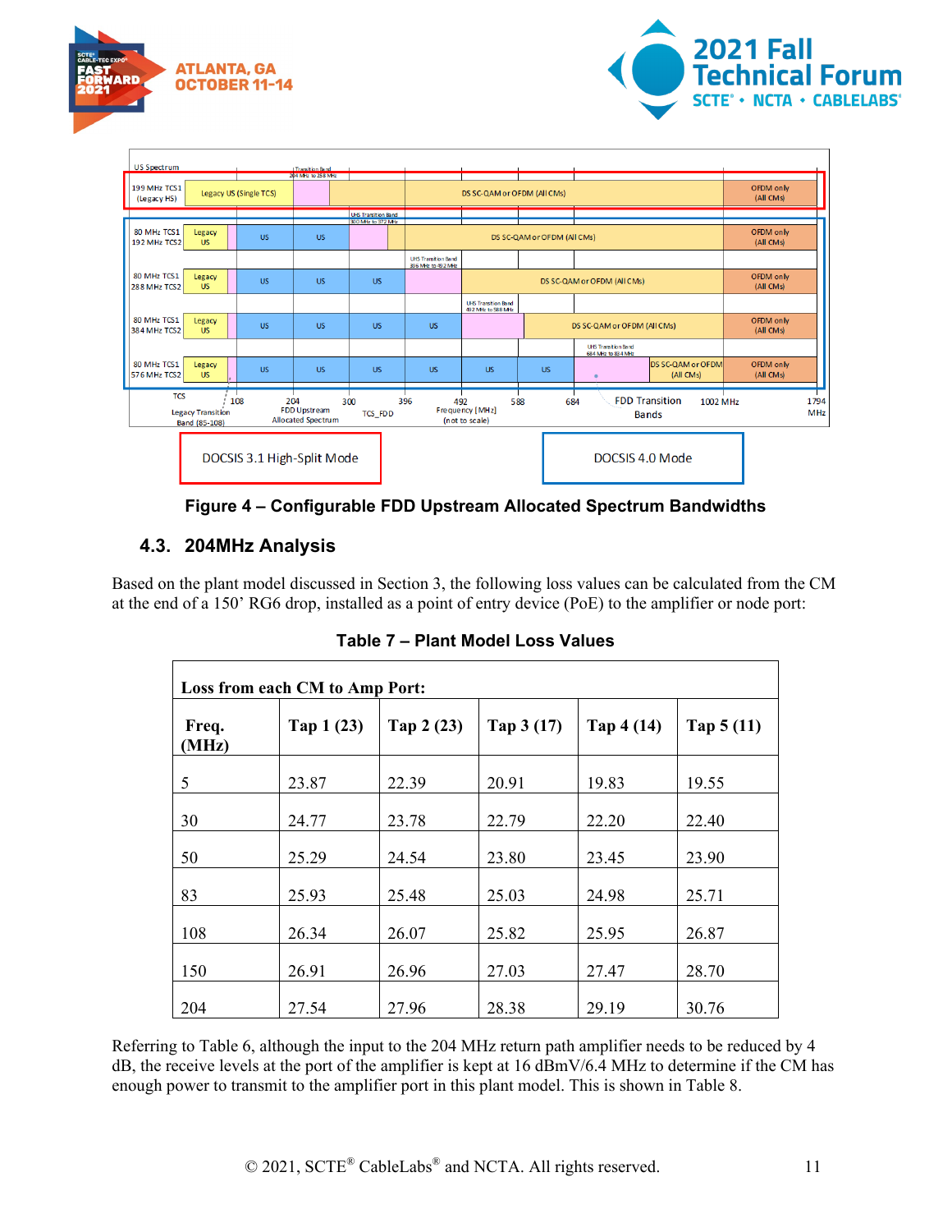Figure 4 – Configurable FDD Upstream Allocated Spectrum Bandwidths

## 4.3. 204MHz Analysis

Based on the plant model discussed in Section 3, the following loss values can be calculated from the CM at the end of a 150' RG6 drop, installed as a point of entry device (PoE) to the amplifier or node port:

**Table 7 – Plant Model Loss Values**

| Loss from each CM to Amp Port: | | | | | |
|---|---|---|---|---|---|
| **Freq. (MHz)** | **Tap 1 (23)** | **Tap 2 (23)** | **Tap 3 (17)** | **Tap 4 (14)** | **Tap 5 (11)** |
| 5 | 23.87 | 22.39 | 20.91 | 19.83 | 19.55 |
| 30 | 24.77 | 23.78 | 22.79 | 22.20 | 22.40 |
| 50 | 25.29 | 24.54 | 23.80 | 23.45 | 23.90 |
| 83 | 25.93 | 25.48 | 25.03 | 24.98 | 25.71 |
| 108 | 26.34 | 26.07 | 25.82 | 25.95 | 26.87 |
| 150 | 26.91 | 26.96 | 27.03 | 27.47 | 28.70 |
| 204 | 27.54 | 27.96 | 28.38 | 29.19 | 30.76 |

Referring to Table 6, although the input to the 204 MHz return path amplifier needs to be reduced by 4 dB, the receive levels at the port of the amplifier is kept at 16 dBmV/6.4 MHz to determine if the CM has enough power to transmit to the amplifier port in this plant model. This is shown in Table 8.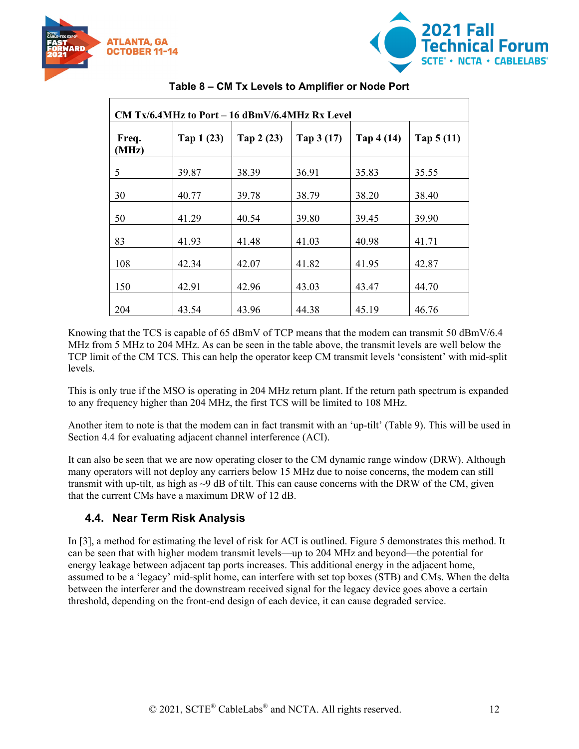Table 8 – CM Tx Levels to Amplifier or Node Port

| CM Tx/6.4MHz to Port – 16 dBmV/6.4MHz Rx Level | | | | | |
|---|---|---|---|---|---|
| Freq. (MHz) | Tap 1 (23) | Tap 2 (23) | Tap 3 (17) | Tap 4 (14) | Tap 5 (11) |
| 5 | 39.87 | 38.39 | 36.91 | 35.83 | 35.55 |
| 30 | 40.77 | 39.78 | 38.79 | 38.20 | 38.40 |
| 50 | 41.29 | 40.54 | 39.80 | 39.45 | 39.90 |
| 83 | 41.93 | 41.48 | 41.03 | 40.98 | 41.71 |
| 108 | 42.34 | 42.07 | 41.82 | 41.95 | 42.87 |
| 150 | 42.91 | 42.96 | 43.03 | 43.47 | 44.70 |
| 204 | 43.54 | 43.96 | 44.38 | 45.19 | 46.76 |

Knowing that the TCS is capable of 65 dBmV of TCP means that the modem can transmit 50 dBmV/6.4 MHz from 5 MHz to 204 MHz. As can be seen in the table above, the transmit levels are well below the TCP limit of the CM TCS. This can help the operator keep CM transmit levels 'consistent' with mid-split levels.

This is only true if the MSO is operating in 204 MHz return plant. If the return path spectrum is expanded to any frequency higher than 204 MHz, the first TCS will be limited to 108 MHz.

Another item to note is that the modem can in fact transmit with an 'up-tilt' (Table 9). This will be used in Section 4.4 for evaluating adjacent channel interference (ACI).

It can also be seen that we are now operating closer to the CM dynamic range window (DRW). Although many operators will not deploy any carriers below 15 MHz due to noise concerns, the modem can still transmit with up-tilt, as high as ~9 dB of tilt. This can cause concerns with the DRW of the CM, given that the current CMs have a maximum DRW of 12 dB.

## 4.4. Near Term Risk Analysis

In [3], a method for estimating the level of risk for ACI is outlined. Figure 5 demonstrates this method. It can be seen that with higher modem transmit levels—up to 204 MHz and beyond—the potential for energy leakage between adjacent tap ports increases. This additional energy in the adjacent home, assumed to be a 'legacy' mid-split home, can interfere with set top boxes (STB) and CMs. When the delta between the interferer and the downstream received signal for the legacy device goes above a certain threshold, depending on the front-end design of each device, it can cause degraded service.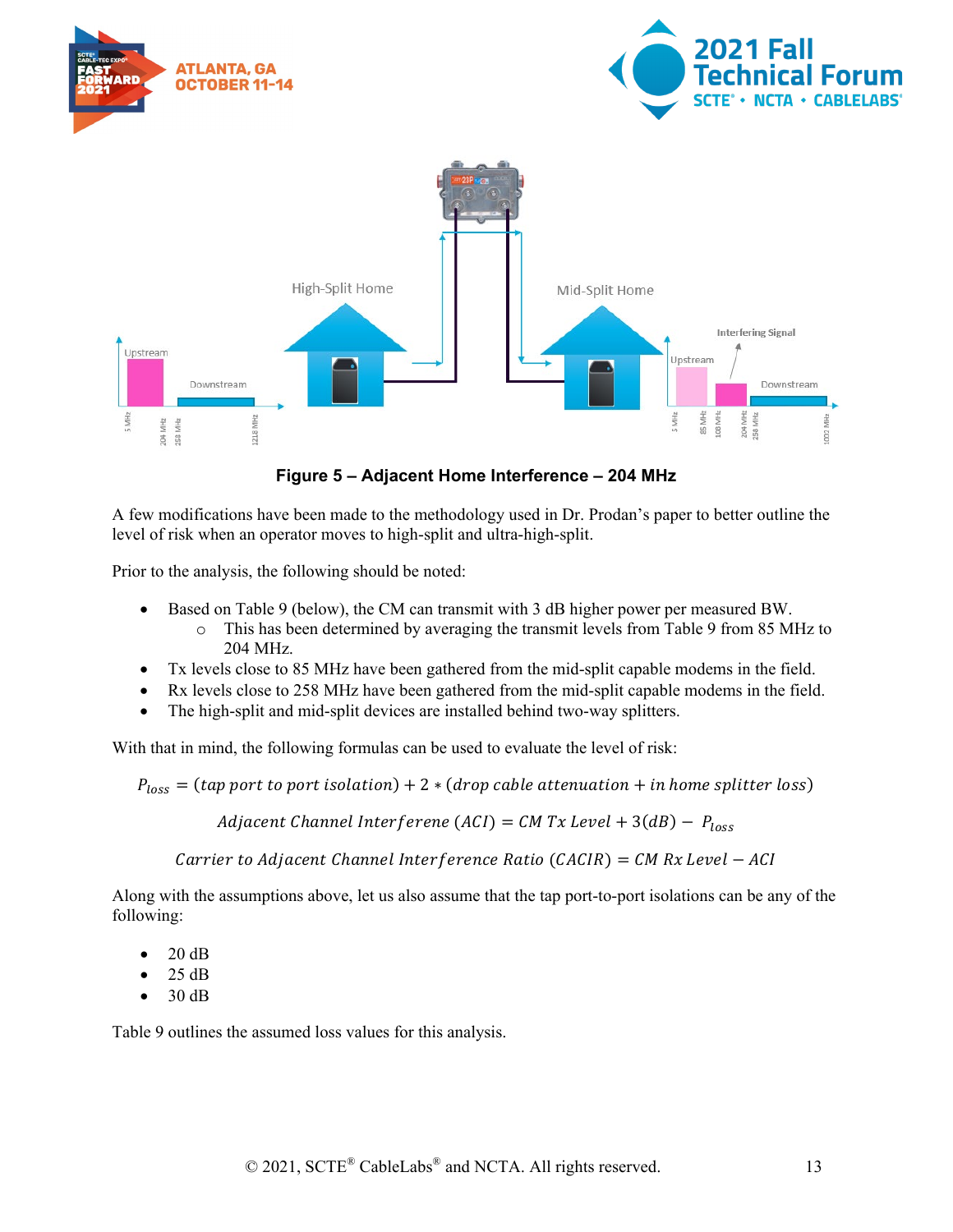**Figure 5 – Adjacent Home Interference – 204 MHz**

A few modifications have been made to the methodology used in Dr. Prodan's paper to better outline the level of risk when an operator moves to high-split and ultra-high-split.

Prior to the analysis, the following should be noted:

- Based on Table 9 (below), the CM can transmit with 3 dB higher power per measured BW.
  - This has been determined by averaging the transmit levels from Table 9 from 85 MHz to 204 MHz.
- Tx levels close to 85 MHz have been gathered from the mid-split capable modems in the field.
- Rx levels close to 258 MHz have been gathered from the mid-split capable modems in the field.
- The high-split and mid-split devices are installed behind two-way splitters.

With that in mind, the following formulas can be used to evaluate the level of risk:

$$P_{loss} = (tap\ port\ to\ port\ isolation) + 2 * (drop\ cable\ attenuation + in\ home\ splitter\ loss)$$

$$Adjacent\ Channel\ Interferene\ (ACI) = CM\ Tx\ Level + 3(dB) - P_{loss}$$

$$Carrier\ to\ Adjacent\ Channel\ Interference\ Ratio\ (CACIR) = CM\ Rx\ Level - ACI$$

Along with the assumptions above, let us also assume that the tap port-to-port isolations can be any of the following:

- 20 dB
- 25 dB
- 30 dB

Table 9 outlines the assumed loss values for this analysis.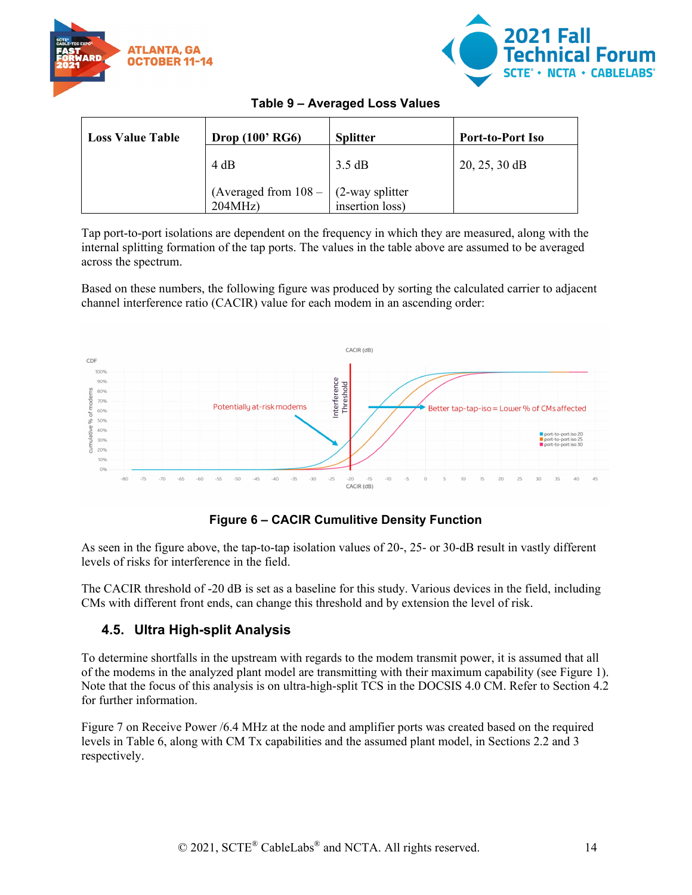Table 9 – Averaged Loss Values

| Loss Value Table | Drop (100' RG6) | Splitter | Port-to-Port Iso |
|---|---|---|---|
| | 4 dB<br><br>(Averaged from 108 – 204MHz) | 3.5 dB<br><br>(2-way splitter insertion loss) | 20, 25, 30 dB |

Tap port-to-port isolations are dependent on the frequency in which they are measured, along with the internal splitting formation of the tap ports. The values in the table above are assumed to be averaged across the spectrum.

Based on these numbers, the following figure was produced by sorting the calculated carrier to adjacent channel interference ratio (CACIR) value for each modem in an ascending order:

Figure 6 – CACIR Cumulitive Density Function

As seen in the figure above, the tap-to-tap isolation values of 20-, 25- or 30-dB result in vastly different levels of risks for interference in the field.

The CACIR threshold of -20 dB is set as a baseline for this study. Various devices in the field, including CMs with different front ends, can change this threshold and by extension the level of risk.

## 4.5. Ultra High-split Analysis

To determine shortfalls in the upstream with regards to the modem transmit power, it is assumed that all of the modems in the analyzed plant model are transmitting with their maximum capability (see Figure 1). Note that the focus of this analysis is on ultra-high-split TCS in the DOCSIS 4.0 CM. Refer to Section 4.2 for further information.

Figure 7 on Receive Power /6.4 MHz at the node and amplifier ports was created based on the required levels in Table 6, along with CM Tx capabilities and the assumed plant model, in Sections 2.2 and 3 respectively.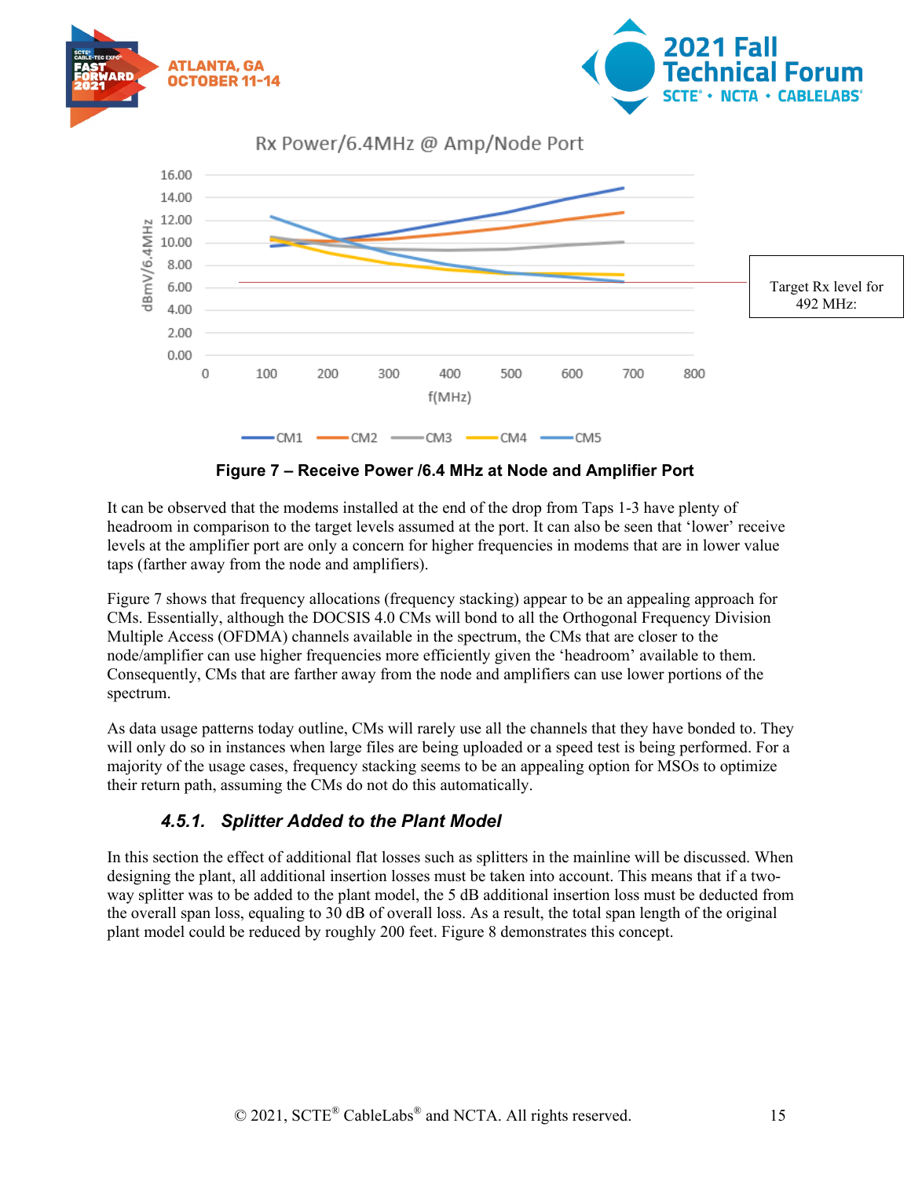Target Rx level for 492 MHz:

**Figure 7 – Receive Power /6.4 MHz at Node and Amplifier Port**

It can be observed that the modems installed at the end of the drop from Taps 1-3 have plenty of headroom in comparison to the target levels assumed at the port. It can also be seen that 'lower' receive levels at the amplifier port are only a concern for higher frequencies in modems that are in lower value taps (farther away from the node and amplifiers).

Figure 7 shows that frequency allocations (frequency stacking) appear to be an appealing approach for CMs. Essentially, although the DOCSIS 4.0 CMs will bond to all the Orthogonal Frequency Division Multiple Access (OFDMA) channels available in the spectrum, the CMs that are closer to the node/amplifier can use higher frequencies more efficiently given the 'headroom' available to them. Consequently, CMs that are farther away from the node and amplifiers can use lower portions of the spectrum.

As data usage patterns today outline, CMs will rarely use all the channels that they have bonded to. They will only do so in instances when large files are being uploaded or a speed test is being performed. For a majority of the usage cases, frequency stacking seems to be an appealing option for MSOs to optimize their return path, assuming the CMs do not do this automatically.

### *4.5.1. Splitter Added to the Plant Model*

In this section the effect of additional flat losses such as splitters in the mainline will be discussed. When designing the plant, all additional insertion losses must be taken into account. This means that if a two-way splitter was to be added to the plant model, the 5 dB additional insertion loss must be deducted from the overall span loss, equaling to 30 dB of overall loss. As a result, the total span length of the original plant model could be reduced by roughly 200 feet. Figure 8 demonstrates this concept.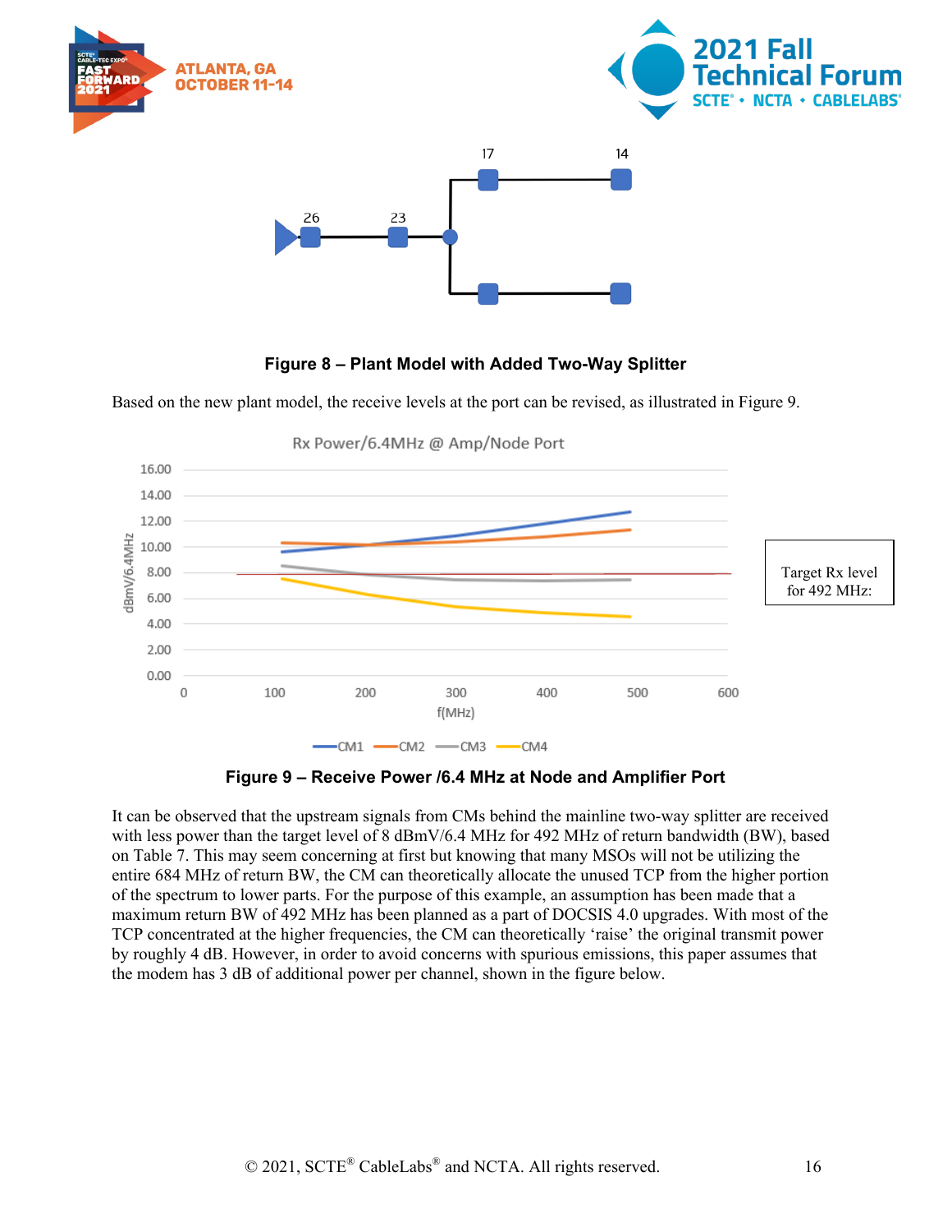**Figure 8 – Plant Model with Added Two-Way Splitter**

Based on the new plant model, the receive levels at the port can be revised, as illustrated in Figure 9.

**Figure 9 – Receive Power /6.4 MHz at Node and Amplifier Port**

It can be observed that the upstream signals from CMs behind the mainline two-way splitter are received with less power than the target level of 8 dBmV/6.4 MHz for 492 MHz of return bandwidth (BW), based on Table 7. This may seem concerning at first but knowing that many MSOs will not be utilizing the entire 684 MHz of return BW, the CM can theoretically allocate the unused TCP from the higher portion of the spectrum to lower parts. For the purpose of this example, an assumption has been made that a maximum return BW of 492 MHz has been planned as a part of DOCSIS 4.0 upgrades. With most of the TCP concentrated at the higher frequencies, the CM can theoretically 'raise' the original transmit power by roughly 4 dB. However, in order to avoid concerns with spurious emissions, this paper assumes that the modem has 3 dB of additional power per channel, shown in the figure below.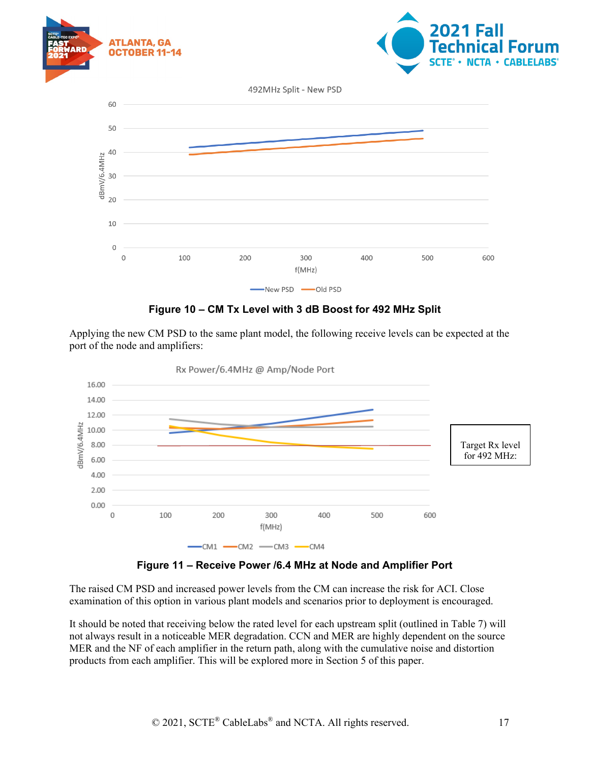Figure 10 – CM Tx Level with 3 dB Boost for 492 MHz Split

Applying the new CM PSD to the same plant model, the following receive levels can be expected at the port of the node and amplifiers:

Target Rx level for 492 MHz:

Figure 11 – Receive Power /6.4 MHz at Node and Amplifier Port

The raised CM PSD and increased power levels from the CM can increase the risk for ACI. Close examination of this option in various plant models and scenarios prior to deployment is encouraged.

It should be noted that receiving below the rated level for each upstream split (outlined in Table 7) will not always result in a noticeable MER degradation. CCN and MER are highly dependent on the source MER and the NF of each amplifier in the return path, along with the cumulative noise and distortion products from each amplifier. This will be explored more in Section 5 of this paper.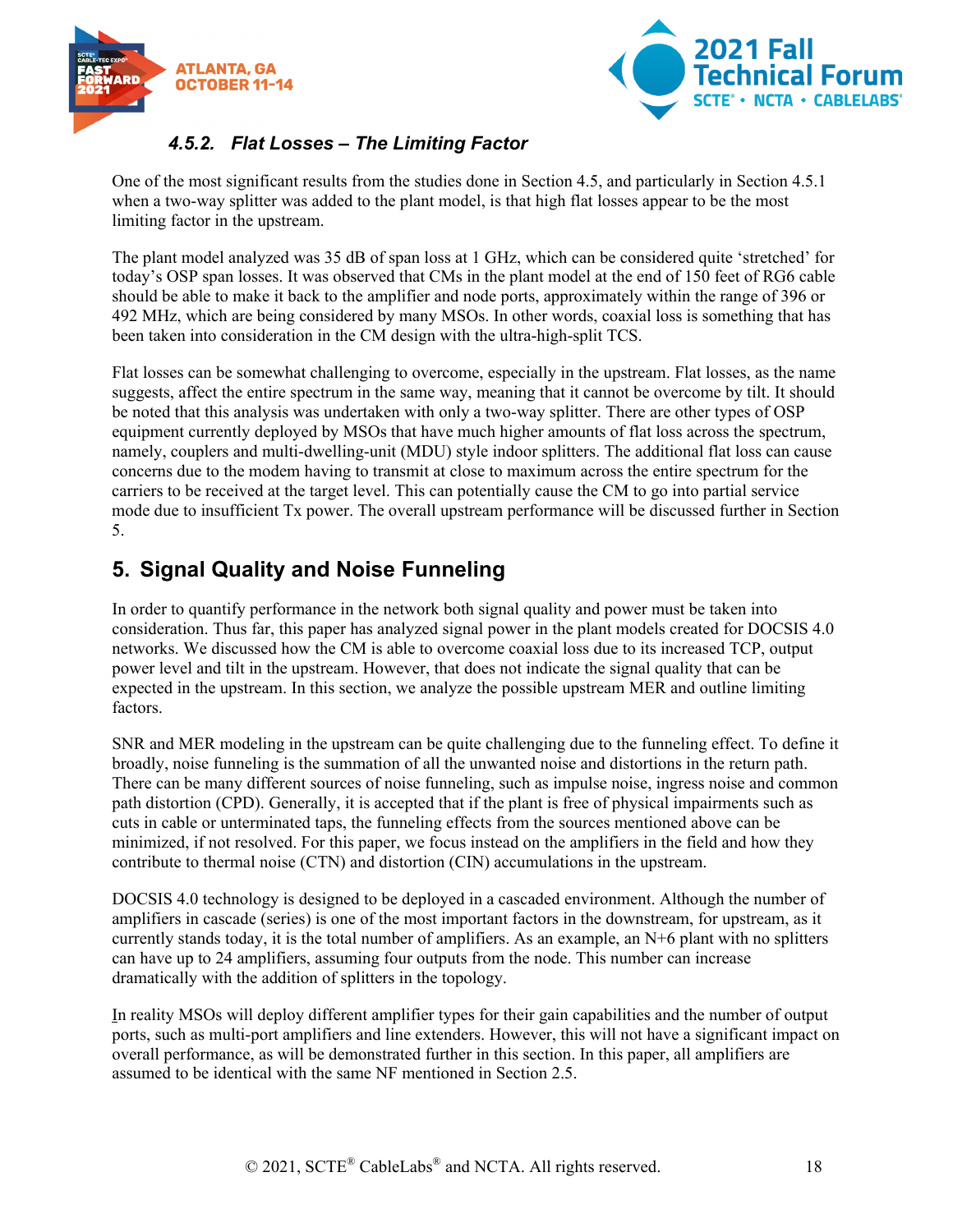### 4.5.2. Flat Losses – The Limiting Factor

One of the most significant results from the studies done in Section 4.5, and particularly in Section 4.5.1 when a two-way splitter was added to the plant model, is that high flat losses appear to be the most limiting factor in the upstream.

The plant model analyzed was 35 dB of span loss at 1 GHz, which can be considered quite 'stretched' for today's OSP span losses. It was observed that CMs in the plant model at the end of 150 feet of RG6 cable should be able to make it back to the amplifier and node ports, approximately within the range of 396 or 492 MHz, which are being considered by many MSOs. In other words, coaxial loss is something that has been taken into consideration in the CM design with the ultra-high-split TCS.

Flat losses can be somewhat challenging to overcome, especially in the upstream. Flat losses, as the name suggests, affect the entire spectrum in the same way, meaning that it cannot be overcome by tilt. It should be noted that this analysis was undertaken with only a two-way splitter. There are other types of OSP equipment currently deployed by MSOs that have much higher amounts of flat loss across the spectrum, namely, couplers and multi-dwelling-unit (MDU) style indoor splitters. The additional flat loss can cause concerns due to the modem having to transmit at close to maximum across the entire spectrum for the carriers to be received at the target level. This can potentially cause the CM to go into partial service mode due to insufficient Tx power. The overall upstream performance will be discussed further in Section 5.

## 5. Signal Quality and Noise Funneling

In order to quantify performance in the network both signal quality and power must be taken into consideration. Thus far, this paper has analyzed signal power in the plant models created for DOCSIS 4.0 networks. We discussed how the CM is able to overcome coaxial loss due to its increased TCP, output power level and tilt in the upstream. However, that does not indicate the signal quality that can be expected in the upstream. In this section, we analyze the possible upstream MER and outline limiting factors.

SNR and MER modeling in the upstream can be quite challenging due to the funneling effect. To define it broadly, noise funneling is the summation of all the unwanted noise and distortions in the return path. There can be many different sources of noise funneling, such as impulse noise, ingress noise and common path distortion (CPD). Generally, it is accepted that if the plant is free of physical impairments such as cuts in cable or unterminated taps, the funneling effects from the sources mentioned above can be minimized, if not resolved. For this paper, we focus instead on the amplifiers in the field and how they contribute to thermal noise (CTN) and distortion (CIN) accumulations in the upstream.

DOCSIS 4.0 technology is designed to be deployed in a cascaded environment. Although the number of amplifiers in cascade (series) is one of the most important factors in the downstream, for upstream, as it currently stands today, it is the total number of amplifiers. As an example, an N+6 plant with no splitters can have up to 24 amplifiers, assuming four outputs from the node. This number can increase dramatically with the addition of splitters in the topology.

In reality MSOs will deploy different amplifier types for their gain capabilities and the number of output ports, such as multi-port amplifiers and line extenders. However, this will not have a significant impact on overall performance, as will be demonstrated further in this section. In this paper, all amplifiers are assumed to be identical with the same NF mentioned in Section 2.5.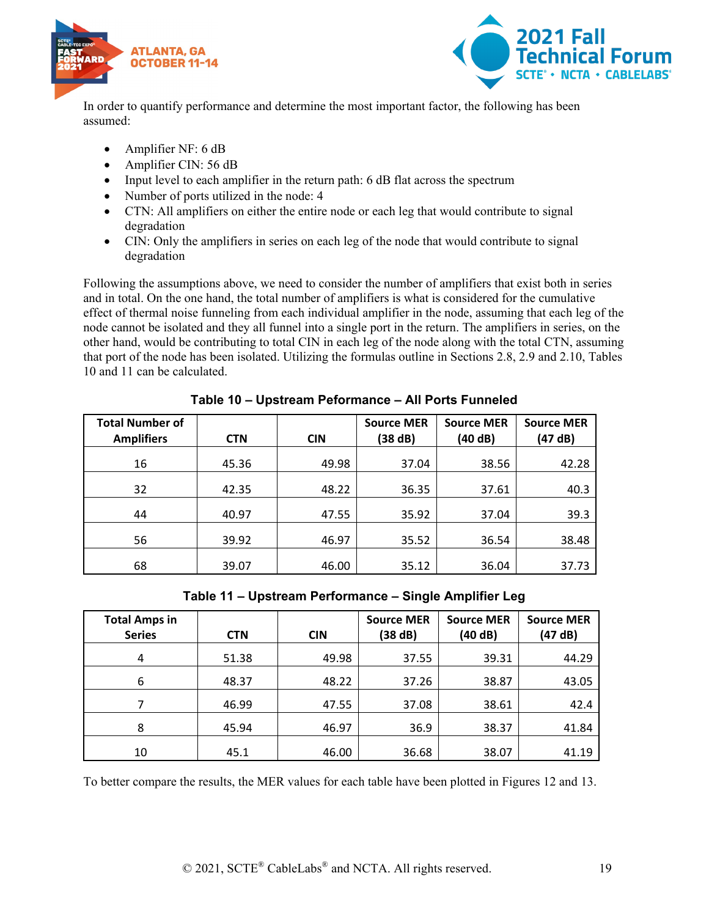In order to quantify performance and determine the most important factor, the following has been assumed:

- Amplifier NF: 6 dB
- Amplifier CIN: 56 dB
- Input level to each amplifier in the return path: 6 dB flat across the spectrum
- Number of ports utilized in the node: 4
- CTN: All amplifiers on either the entire node or each leg that would contribute to signal degradation
- CIN: Only the amplifiers in series on each leg of the node that would contribute to signal degradation

Following the assumptions above, we need to consider the number of amplifiers that exist both in series and in total. On the one hand, the total number of amplifiers is what is considered for the cumulative effect of thermal noise funneling from each individual amplifier in the node, assuming that each leg of the node cannot be isolated and they all funnel into a single port in the return. The amplifiers in series, on the other hand, would be contributing to total CIN in each leg of the node along with the total CTN, assuming that port of the node has been isolated. Utilizing the formulas outline in Sections 2.8, 2.9 and 2.10, Tables 10 and 11 can be calculated.

**Table 10 – Upstream Peformance – All Ports Funneled**

| Total Number of Amplifiers | CTN | CIN | Source MER (38 dB) | Source MER (40 dB) | Source MER (47 dB) |
|---|---|---|---|---|---|
| 16 | 45.36 | 49.98 | 37.04 | 38.56 | 42.28 |
| 32 | 42.35 | 48.22 | 36.35 | 37.61 | 40.3 |
| 44 | 40.97 | 47.55 | 35.92 | 37.04 | 39.3 |
| 56 | 39.92 | 46.97 | 35.52 | 36.54 | 38.48 |
| 68 | 39.07 | 46.00 | 35.12 | 36.04 | 37.73 |

**Table 11 – Upstream Performance – Single Amplifier Leg**

| Total Amps in Series | CTN | CIN | Source MER (38 dB) | Source MER (40 dB) | Source MER (47 dB) |
|---|---|---|---|---|---|
| 4 | 51.38 | 49.98 | 37.55 | 39.31 | 44.29 |
| 6 | 48.37 | 48.22 | 37.26 | 38.87 | 43.05 |
| 7 | 46.99 | 47.55 | 37.08 | 38.61 | 42.4 |
| 8 | 45.94 | 46.97 | 36.9 | 38.37 | 41.84 |
| 10 | 45.1 | 46.00 | 36.68 | 38.07 | 41.19 |

To better compare the results, the MER values for each table have been plotted in Figures 12 and 13.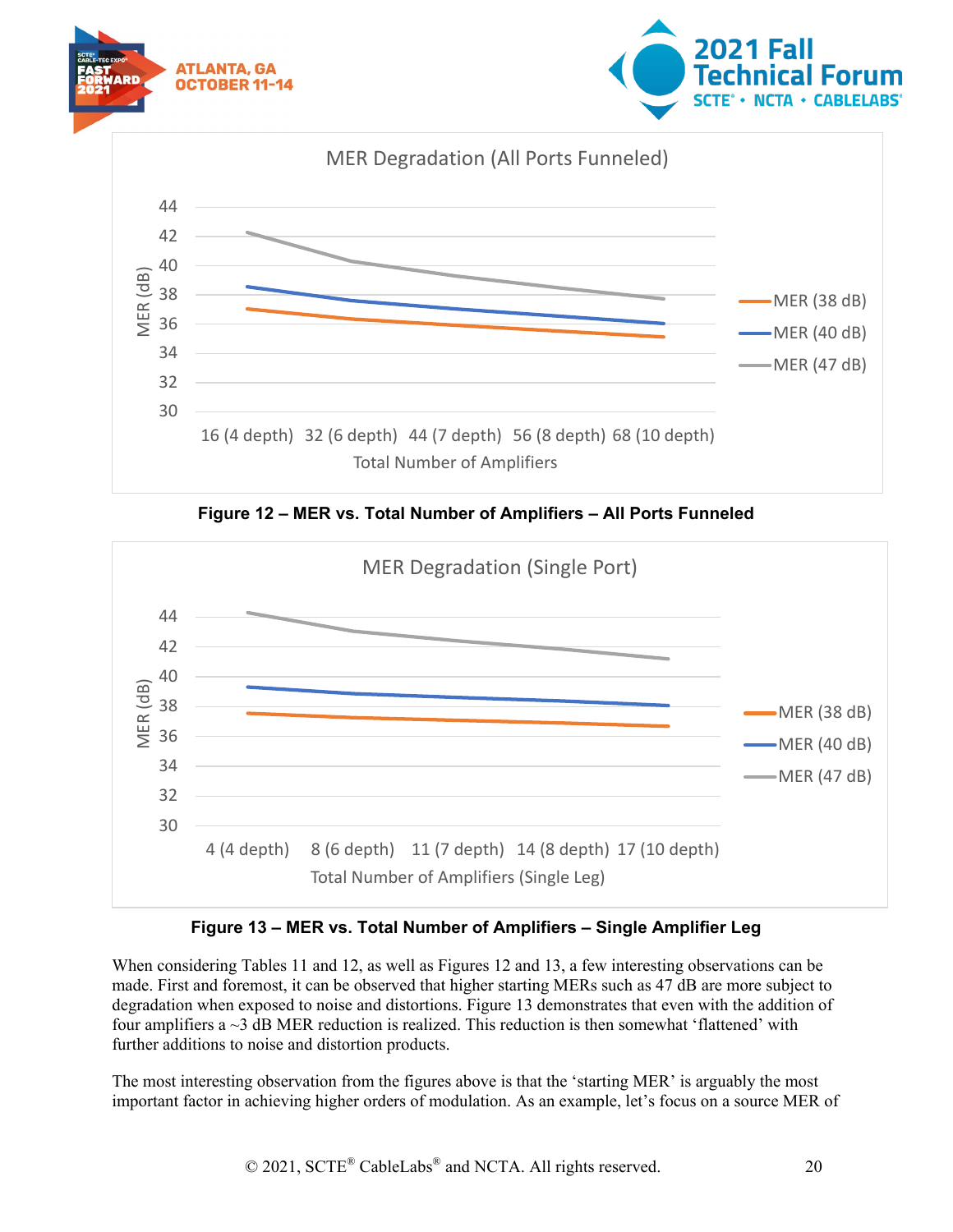Figure 12 – MER vs. Total Number of Amplifiers – All Ports Funneled

Figure 13 – MER vs. Total Number of Amplifiers – Single Amplifier Leg

When considering Tables 11 and 12, as well as Figures 12 and 13, a few interesting observations can be made. First and foremost, it can be observed that higher starting MERs such as 47 dB are more subject to degradation when exposed to noise and distortions. Figure 13 demonstrates that even with the addition of four amplifiers a ~3 dB MER reduction is realized. This reduction is then somewhat 'flattened' with further additions to noise and distortion products.

The most interesting observation from the figures above is that the 'starting MER' is arguably the most important factor in achieving higher orders of modulation. As an example, let's focus on a source MER of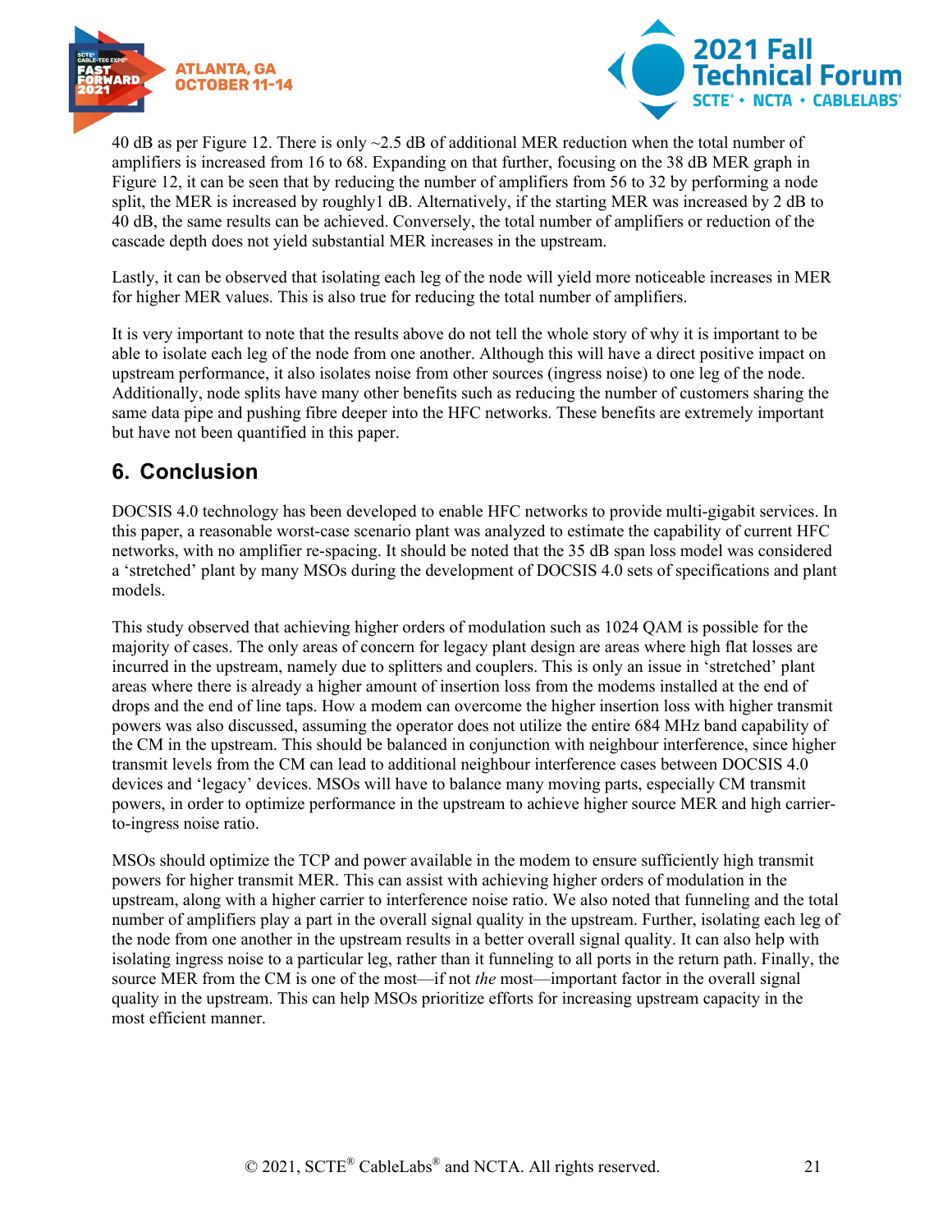40 dB as per Figure 12. There is only ~2.5 dB of additional MER reduction when the total number of amplifiers is increased from 16 to 68. Expanding on that further, focusing on the 38 dB MER graph in Figure 12, it can be seen that by reducing the number of amplifiers from 56 to 32 by performing a node split, the MER is increased by roughly1 dB. Alternatively, if the starting MER was increased by 2 dB to 40 dB, the same results can be achieved. Conversely, the total number of amplifiers or reduction of the cascade depth does not yield substantial MER increases in the upstream.

Lastly, it can be observed that isolating each leg of the node will yield more noticeable increases in MER for higher MER values. This is also true for reducing the total number of amplifiers.

It is very important to note that the results above do not tell the whole story of why it is important to be able to isolate each leg of the node from one another. Although this will have a direct positive impact on upstream performance, it also isolates noise from other sources (ingress noise) to one leg of the node. Additionally, node splits have many other benefits such as reducing the number of customers sharing the same data pipe and pushing fibre deeper into the HFC networks. These benefits are extremely important but have not been quantified in this paper.

## 6. Conclusion

DOCSIS 4.0 technology has been developed to enable HFC networks to provide multi-gigabit services. In this paper, a reasonable worst-case scenario plant was analyzed to estimate the capability of current HFC networks, with no amplifier re-spacing. It should be noted that the 35 dB span loss model was considered a 'stretched' plant by many MSOs during the development of DOCSIS 4.0 sets of specifications and plant models.

This study observed that achieving higher orders of modulation such as 1024 QAM is possible for the majority of cases. The only areas of concern for legacy plant design are areas where high flat losses are incurred in the upstream, namely due to splitters and couplers. This is only an issue in 'stretched' plant areas where there is already a higher amount of insertion loss from the modems installed at the end of drops and the end of line taps. How a modem can overcome the higher insertion loss with higher transmit powers was also discussed, assuming the operator does not utilize the entire 684 MHz band capability of the CM in the upstream. This should be balanced in conjunction with neighbour interference, since higher transmit levels from the CM can lead to additional neighbour interference cases between DOCSIS 4.0 devices and 'legacy' devices. MSOs will have to balance many moving parts, especially CM transmit powers, in order to optimize performance in the upstream to achieve higher source MER and high carrier-to-ingress noise ratio.

MSOs should optimize the TCP and power available in the modem to ensure sufficiently high transmit powers for higher transmit MER. This can assist with achieving higher orders of modulation in the upstream, along with a higher carrier to interference noise ratio. We also noted that funneling and the total number of amplifiers play a part in the overall signal quality in the upstream. Further, isolating each leg of the node from one another in the upstream results in a better overall signal quality. It can also help with isolating ingress noise to a particular leg, rather than it funneling to all ports in the return path. Finally, the source MER from the CM is one of the most—if not *the* most—important factor in the overall signal quality in the upstream. This can help MSOs prioritize efforts for increasing upstream capacity in the most efficient manner.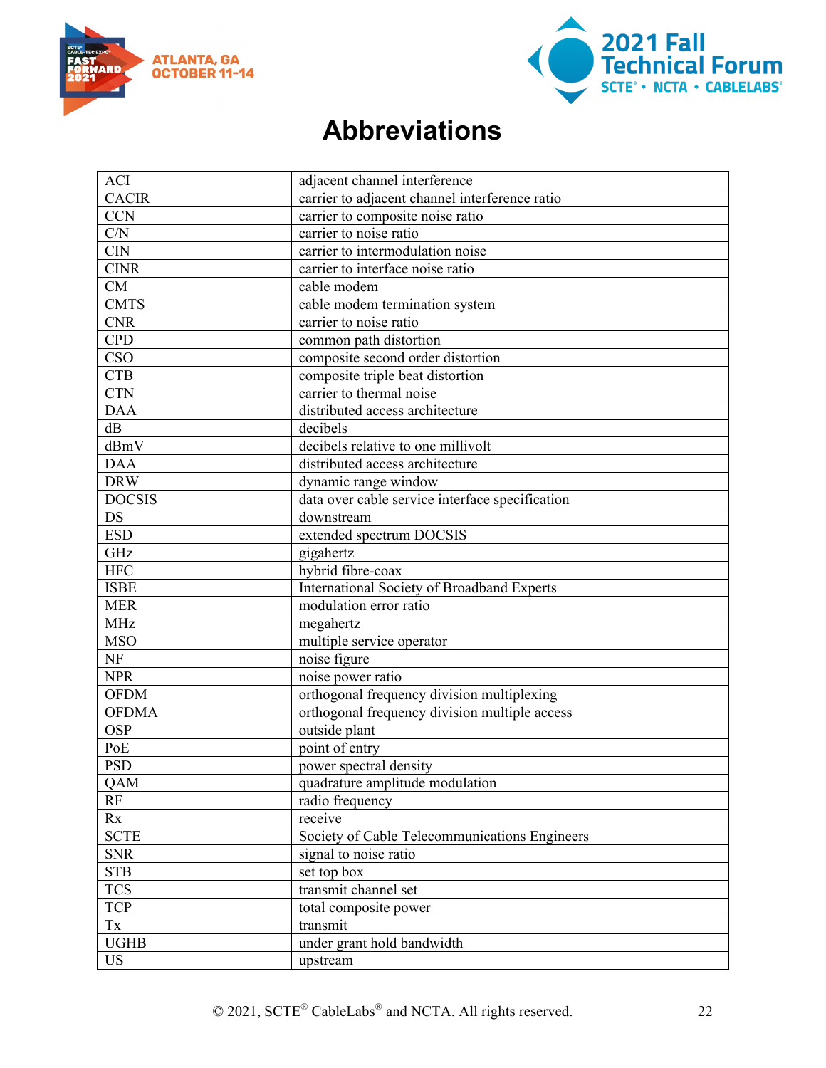# Abbreviations

| | |
|---|---|
| ACI | adjacent channel interference |
| CACIR | carrier to adjacent channel interference ratio |
| CCN | carrier to composite noise ratio |
| C/N | carrier to noise ratio |
| CIN | carrier to intermodulation noise |
| CINR | carrier to interface noise ratio |
| CM | cable modem |
| CMTS | cable modem termination system |
| CNR | carrier to noise ratio |
| CPD | common path distortion |
| CSO | composite second order distortion |
| CTB | composite triple beat distortion |
| CTN | carrier to thermal noise |
| DAA | distributed access architecture |
| dB | decibels |
| dBmV | decibels relative to one millivolt |
| DAA | distributed access architecture |
| DRW | dynamic range window |
| DOCSIS | data over cable service interface specification |
| DS | downstream |
| ESD | extended spectrum DOCSIS |
| GHz | gigahertz |
| HFC | hybrid fibre-coax |
| ISBE | International Society of Broadband Experts |
| MER | modulation error ratio |
| MHz | megahertz |
| MSO | multiple service operator |
| NF | noise figure |
| NPR | noise power ratio |
| OFDM | orthogonal frequency division multiplexing |
| OFDMA | orthogonal frequency division multiple access |
| OSP | outside plant |
| PoE | point of entry |
| PSD | power spectral density |
| QAM | quadrature amplitude modulation |
| RF | radio frequency |
| Rx | receive |
| SCTE | Society of Cable Telecommunications Engineers |
| SNR | signal to noise ratio |
| STB | set top box |
| TCS | transmit channel set |
| TCP | total composite power |
| Tx | transmit |
| UGHB | under grant hold bandwidth |
| US | upstream |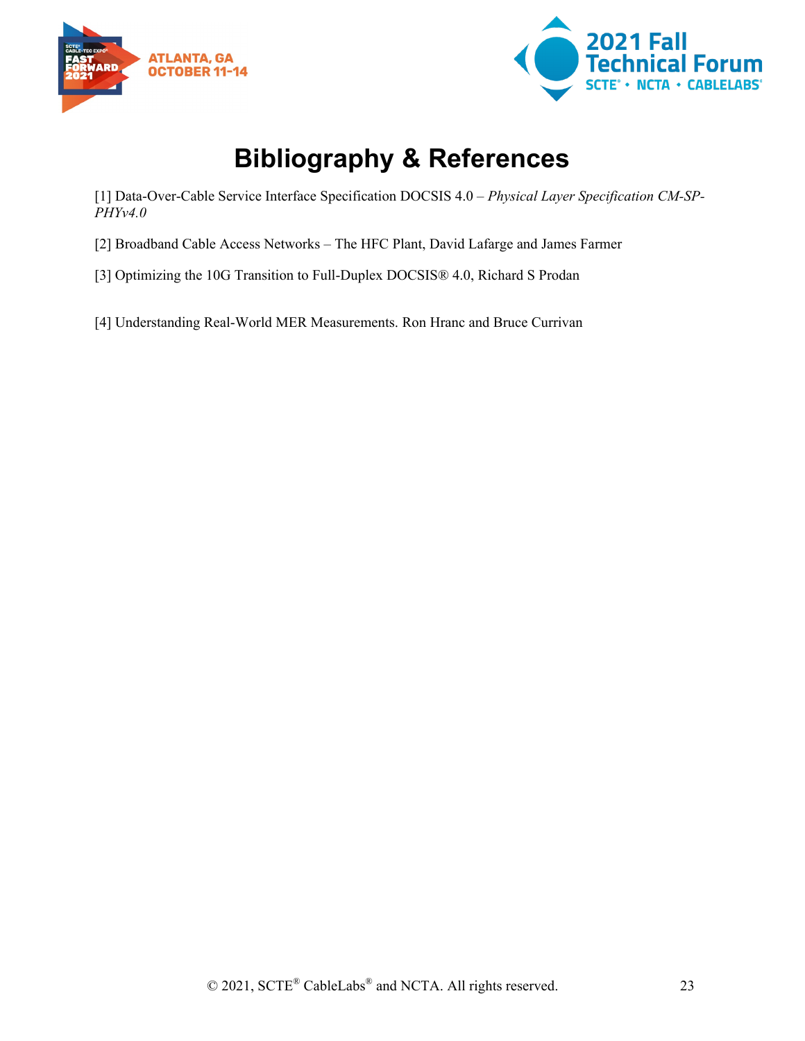# Bibliography & References

[1] Data-Over-Cable Service Interface Specification DOCSIS 4.0 – *Physical Layer Specification CM-SP-PHYv4.0*

[2] Broadband Cable Access Networks – The HFC Plant, David Lafarge and James Farmer

[3] Optimizing the 10G Transition to Full-Duplex DOCSIS® 4.0, Richard S Prodan

[4] Understanding Real-World MER Measurements. Ron Hranc and Bruce Currivan